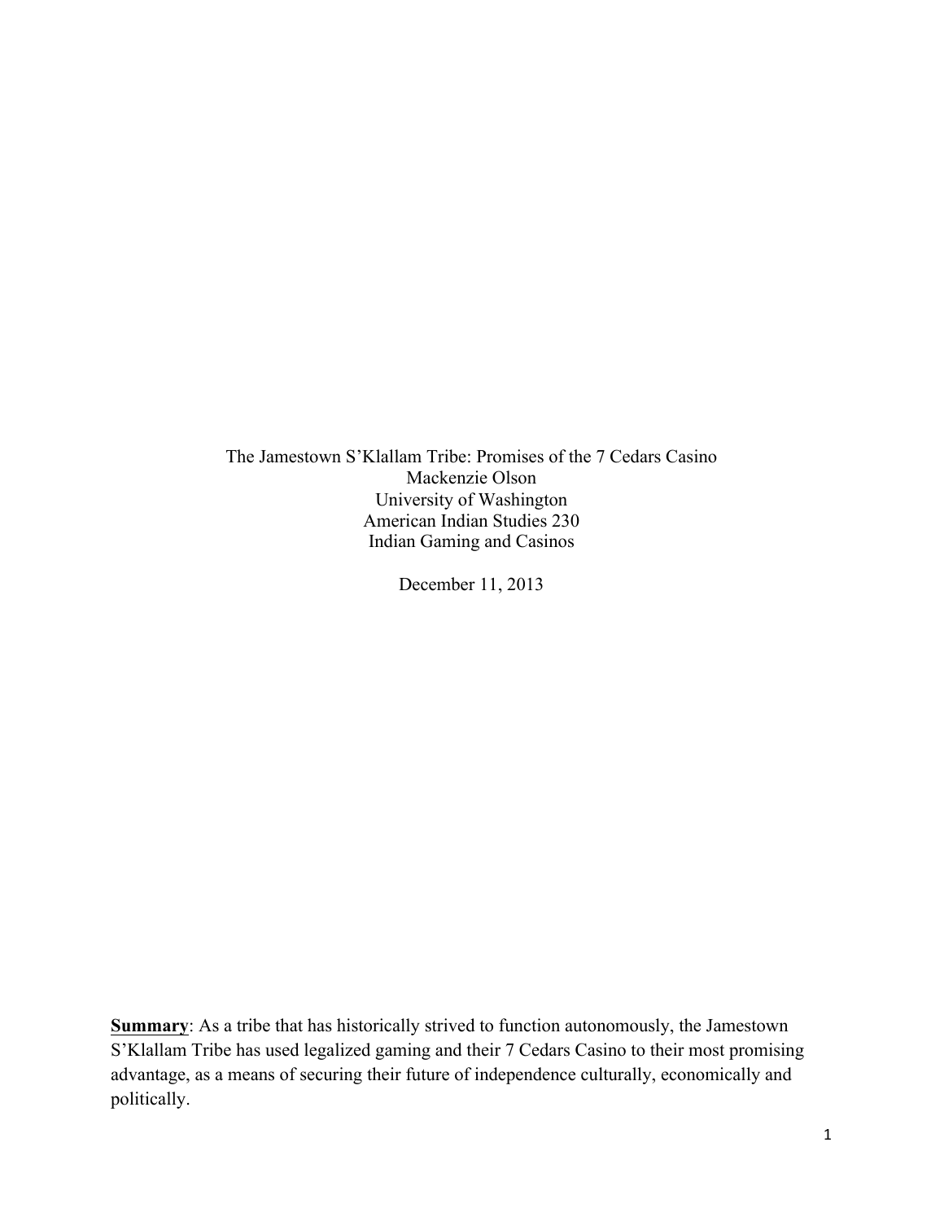# The Jamestown S'Klallam Tribe: Promises of the 7 Cedars Casino

Mackenzie Olson
University of Washington
American Indian Studies 230
Indian Gaming and Casinos

December 11, 2013

**Summary**: As a tribe that has historically strived to function autonomously, the Jamestown S'Klallam Tribe has used legalized gaming and their 7 Cedars Casino to their most promising advantage, as a means of securing their future of independence culturally, economically and politically.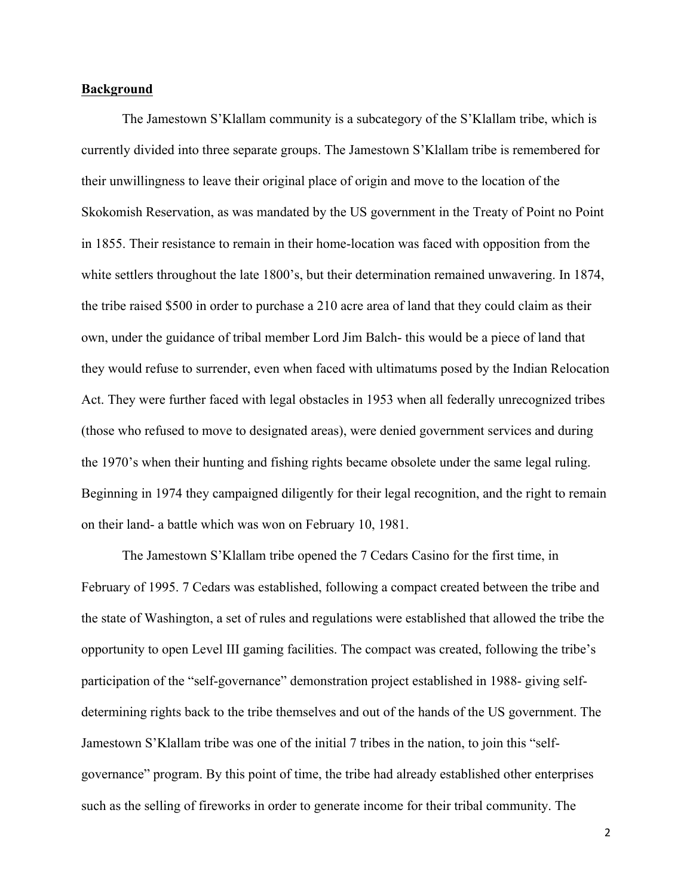**Background**

The Jamestown S'Klallam community is a subcategory of the S'Klallam tribe, which is currently divided into three separate groups. The Jamestown S'Klallam tribe is remembered for their unwillingness to leave their original place of origin and move to the location of the Skokomish Reservation, as was mandated by the US government in the Treaty of Point no Point in 1855. Their resistance to remain in their home-location was faced with opposition from the white settlers throughout the late 1800's, but their determination remained unwavering. In 1874, the tribe raised $500 in order to purchase a 210 acre area of land that they could claim as their own, under the guidance of tribal member Lord Jim Balch- this would be a piece of land that they would refuse to surrender, even when faced with ultimatums posed by the Indian Relocation Act. They were further faced with legal obstacles in 1953 when all federally unrecognized tribes (those who refused to move to designated areas), were denied government services and during the 1970's when their hunting and fishing rights became obsolete under the same legal ruling. Beginning in 1974 they campaigned diligently for their legal recognition, and the right to remain on their land- a battle which was won on February 10, 1981.

The Jamestown S'Klallam tribe opened the 7 Cedars Casino for the first time, in February of 1995. 7 Cedars was established, following a compact created between the tribe and the state of Washington, a set of rules and regulations were established that allowed the tribe the opportunity to open Level III gaming facilities. The compact was created, following the tribe's participation of the "self-governance" demonstration project established in 1988- giving self-determining rights back to the tribe themselves and out of the hands of the US government. The Jamestown S'Klallam tribe was one of the initial 7 tribes in the nation, to join this "self-governance" program. By this point of time, the tribe had already established other enterprises such as the selling of fireworks in order to generate income for their tribal community. The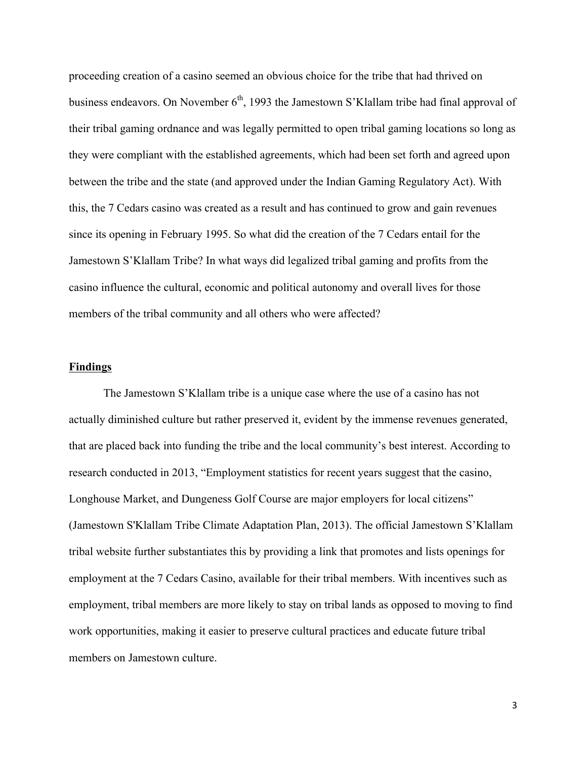proceeding creation of a casino seemed an obvious choice for the tribe that had thrived on business endeavors. On November 6th, 1993 the Jamestown S'Klallam tribe had final approval of their tribal gaming ordnance and was legally permitted to open tribal gaming locations so long as they were compliant with the established agreements, which had been set forth and agreed upon between the tribe and the state (and approved under the Indian Gaming Regulatory Act). With this, the 7 Cedars casino was created as a result and has continued to grow and gain revenues since its opening in February 1995. So what did the creation of the 7 Cedars entail for the Jamestown S'Klallam Tribe? In what ways did legalized tribal gaming and profits from the casino influence the cultural, economic and political autonomy and overall lives for those members of the tribal community and all others who were affected?

## **Findings**

The Jamestown S'Klallam tribe is a unique case where the use of a casino has not actually diminished culture but rather preserved it, evident by the immense revenues generated, that are placed back into funding the tribe and the local community's best interest. According to research conducted in 2013, "Employment statistics for recent years suggest that the casino, Longhouse Market, and Dungeness Golf Course are major employers for local citizens" (Jamestown S'Klallam Tribe Climate Adaptation Plan, 2013). The official Jamestown S'Klallam tribal website further substantiates this by providing a link that promotes and lists openings for employment at the 7 Cedars Casino, available for their tribal members. With incentives such as employment, tribal members are more likely to stay on tribal lands as opposed to moving to find work opportunities, making it easier to preserve cultural practices and educate future tribal members on Jamestown culture.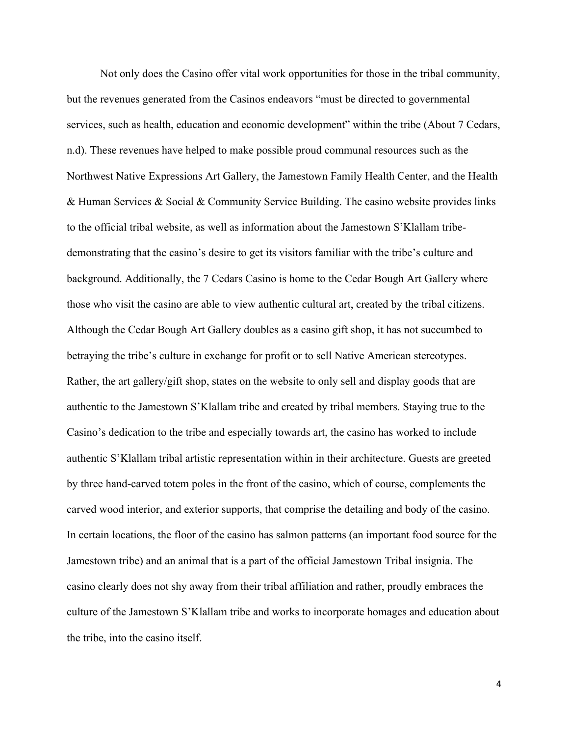Not only does the Casino offer vital work opportunities for those in the tribal community, but the revenues generated from the Casinos endeavors "must be directed to governmental services, such as health, education and economic development" within the tribe (About 7 Cedars, n.d). These revenues have helped to make possible proud communal resources such as the Northwest Native Expressions Art Gallery, the Jamestown Family Health Center, and the Health & Human Services & Social & Community Service Building. The casino website provides links to the official tribal website, as well as information about the Jamestown S'Klallam tribe- demonstrating that the casino's desire to get its visitors familiar with the tribe's culture and background. Additionally, the 7 Cedars Casino is home to the Cedar Bough Art Gallery where those who visit the casino are able to view authentic cultural art, created by the tribal citizens. Although the Cedar Bough Art Gallery doubles as a casino gift shop, it has not succumbed to betraying the tribe's culture in exchange for profit or to sell Native American stereotypes. Rather, the art gallery/gift shop, states on the website to only sell and display goods that are authentic to the Jamestown S'Klallam tribe and created by tribal members. Staying true to the Casino's dedication to the tribe and especially towards art, the casino has worked to include authentic S'Klallam tribal artistic representation within in their architecture. Guests are greeted by three hand-carved totem poles in the front of the casino, which of course, complements the carved wood interior, and exterior supports, that comprise the detailing and body of the casino. In certain locations, the floor of the casino has salmon patterns (an important food source for the Jamestown tribe) and an animal that is a part of the official Jamestown Tribal insignia. The casino clearly does not shy away from their tribal affiliation and rather, proudly embraces the culture of the Jamestown S'Klallam tribe and works to incorporate homages and education about the tribe, into the casino itself.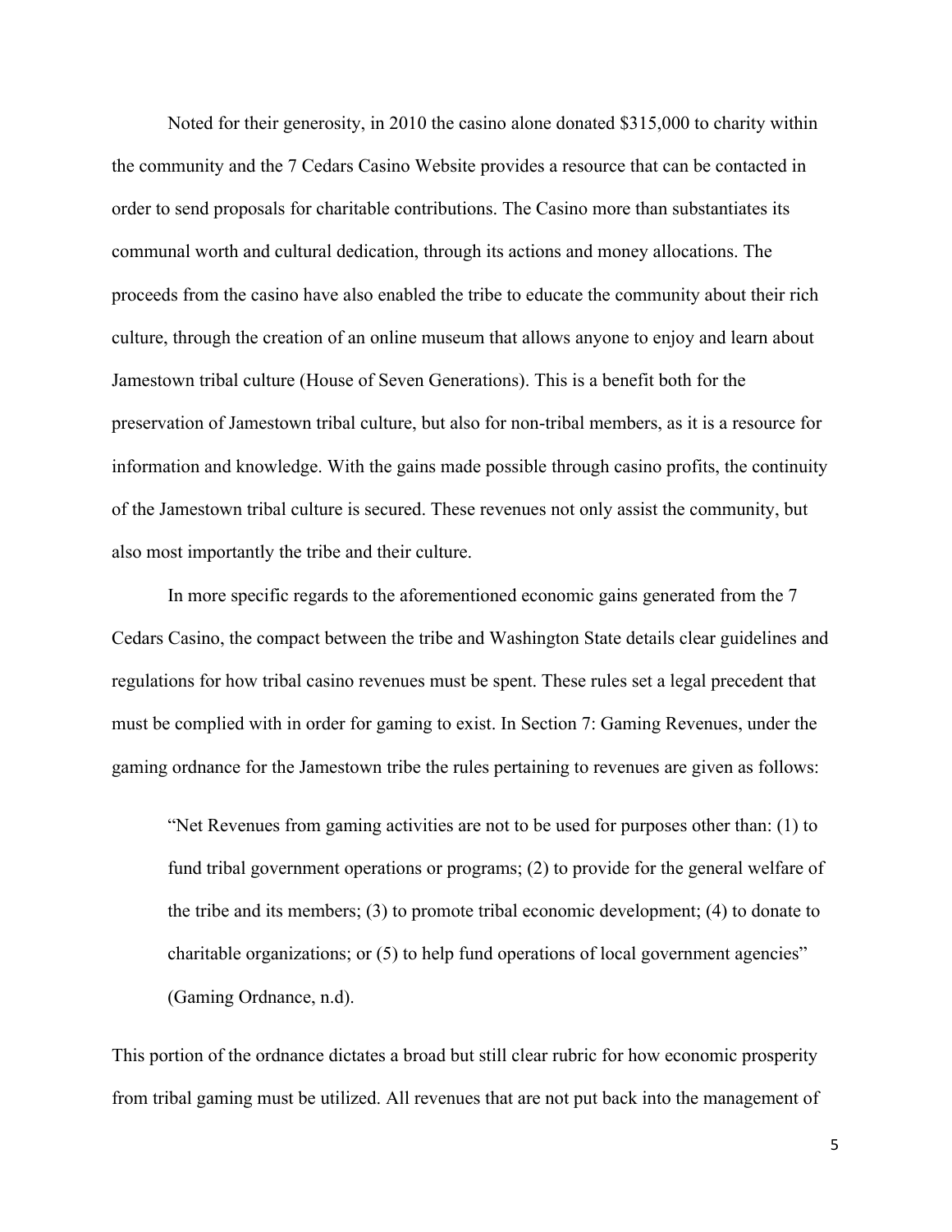Noted for their generosity, in 2010 the casino alone donated $315,000 to charity within the community and the 7 Cedars Casino Website provides a resource that can be contacted in order to send proposals for charitable contributions. The Casino more than substantiates its communal worth and cultural dedication, through its actions and money allocations. The proceeds from the casino have also enabled the tribe to educate the community about their rich culture, through the creation of an online museum that allows anyone to enjoy and learn about Jamestown tribal culture (House of Seven Generations). This is a benefit both for the preservation of Jamestown tribal culture, but also for non-tribal members, as it is a resource for information and knowledge. With the gains made possible through casino profits, the continuity of the Jamestown tribal culture is secured. These revenues not only assist the community, but also most importantly the tribe and their culture.

In more specific regards to the aforementioned economic gains generated from the 7 Cedars Casino, the compact between the tribe and Washington State details clear guidelines and regulations for how tribal casino revenues must be spent. These rules set a legal precedent that must be complied with in order for gaming to exist. In Section 7: Gaming Revenues, under the gaming ordnance for the Jamestown tribe the rules pertaining to revenues are given as follows:

> "Net Revenues from gaming activities are not to be used for purposes other than: (1) to fund tribal government operations or programs; (2) to provide for the general welfare of the tribe and its members; (3) to promote tribal economic development; (4) to donate to charitable organizations; or (5) to help fund operations of local government agencies" (Gaming Ordnance, n.d).

This portion of the ordnance dictates a broad but still clear rubric for how economic prosperity from tribal gaming must be utilized. All revenues that are not put back into the management of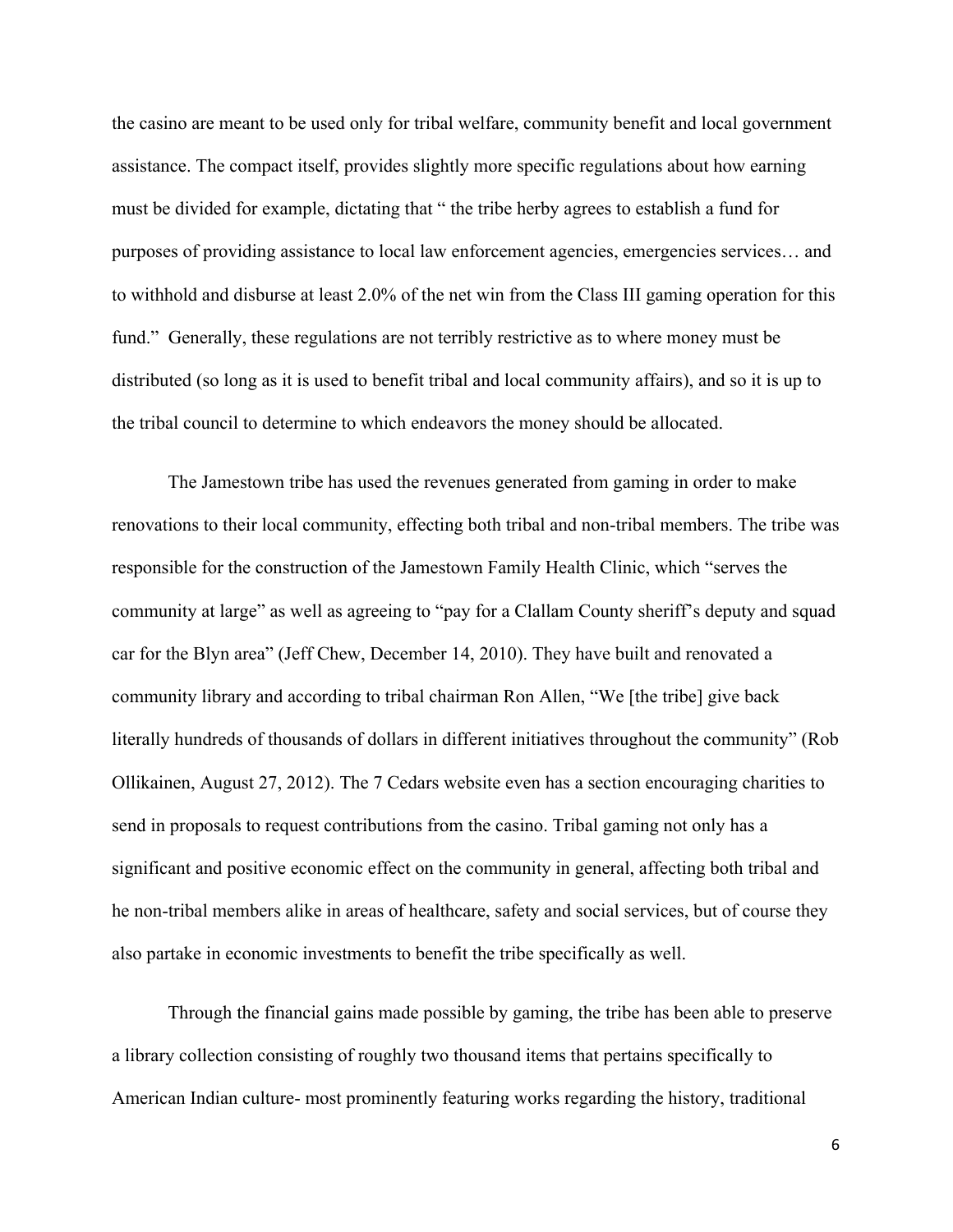the casino are meant to be used only for tribal welfare, community benefit and local government assistance. The compact itself, provides slightly more specific regulations about how earning must be divided for example, dictating that " the tribe herby agrees to establish a fund for purposes of providing assistance to local law enforcement agencies, emergencies services… and to withhold and disburse at least 2.0% of the net win from the Class III gaming operation for this fund." Generally, these regulations are not terribly restrictive as to where money must be distributed (so long as it is used to benefit tribal and local community affairs), and so it is up to the tribal council to determine to which endeavors the money should be allocated.

The Jamestown tribe has used the revenues generated from gaming in order to make renovations to their local community, effecting both tribal and non-tribal members. The tribe was responsible for the construction of the Jamestown Family Health Clinic, which "serves the community at large" as well as agreeing to "pay for a Clallam County sheriff's deputy and squad car for the Blyn area" (Jeff Chew, December 14, 2010). They have built and renovated a community library and according to tribal chairman Ron Allen, "We [the tribe] give back literally hundreds of thousands of dollars in different initiatives throughout the community" (Rob Ollikainen, August 27, 2012). The 7 Cedars website even has a section encouraging charities to send in proposals to request contributions from the casino. Tribal gaming not only has a significant and positive economic effect on the community in general, affecting both tribal and he non-tribal members alike in areas of healthcare, safety and social services, but of course they also partake in economic investments to benefit the tribe specifically as well.

Through the financial gains made possible by gaming, the tribe has been able to preserve a library collection consisting of roughly two thousand items that pertains specifically to American Indian culture- most prominently featuring works regarding the history, traditional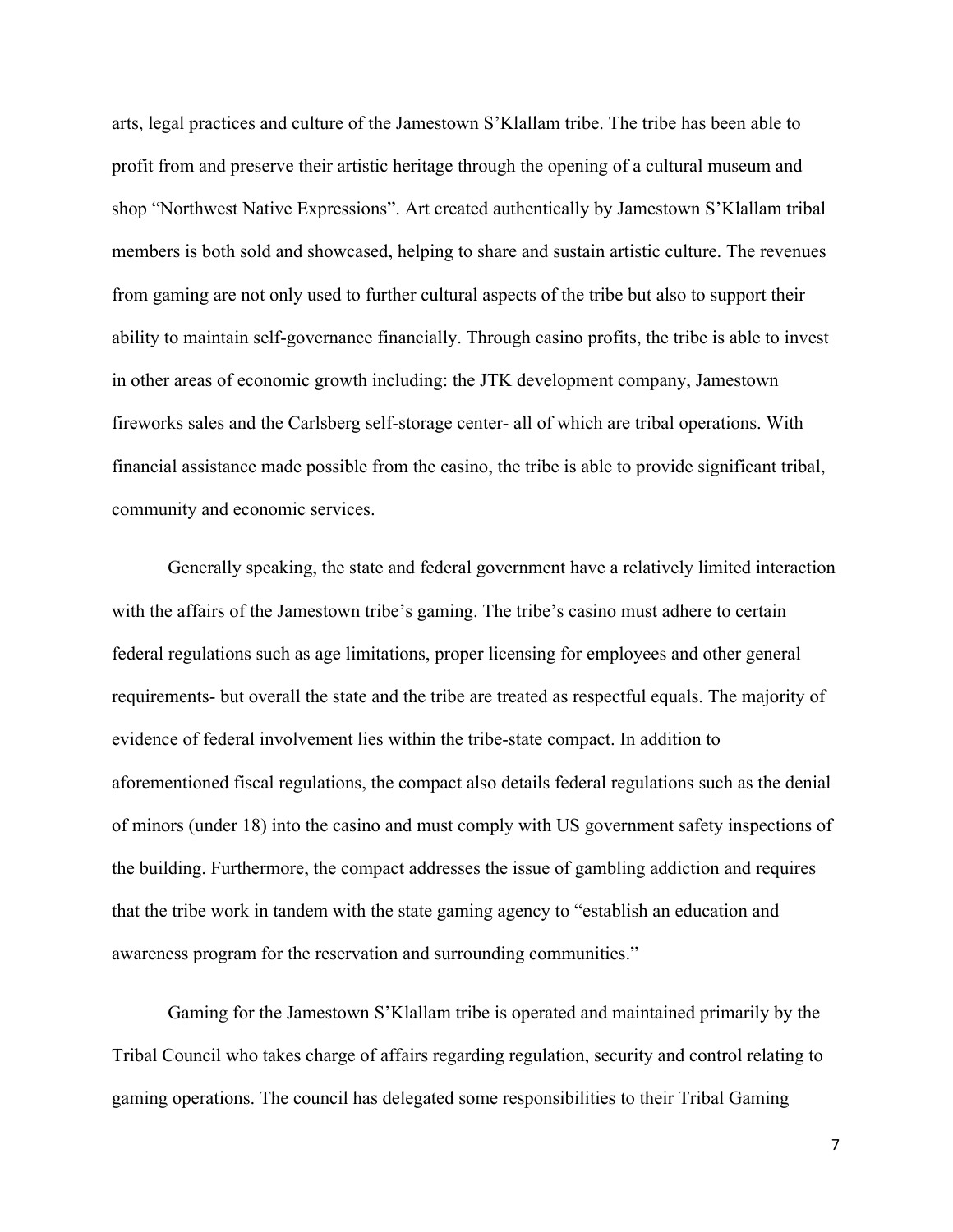arts, legal practices and culture of the Jamestown S'Klallam tribe. The tribe has been able to profit from and preserve their artistic heritage through the opening of a cultural museum and shop "Northwest Native Expressions". Art created authentically by Jamestown S'Klallam tribal members is both sold and showcased, helping to share and sustain artistic culture. The revenues from gaming are not only used to further cultural aspects of the tribe but also to support their ability to maintain self-governance financially. Through casino profits, the tribe is able to invest in other areas of economic growth including: the JTK development company, Jamestown fireworks sales and the Carlsberg self-storage center- all of which are tribal operations. With financial assistance made possible from the casino, the tribe is able to provide significant tribal, community and economic services.

Generally speaking, the state and federal government have a relatively limited interaction with the affairs of the Jamestown tribe's gaming. The tribe's casino must adhere to certain federal regulations such as age limitations, proper licensing for employees and other general requirements- but overall the state and the tribe are treated as respectful equals. The majority of evidence of federal involvement lies within the tribe-state compact. In addition to aforementioned fiscal regulations, the compact also details federal regulations such as the denial of minors (under 18) into the casino and must comply with US government safety inspections of the building. Furthermore, the compact addresses the issue of gambling addiction and requires that the tribe work in tandem with the state gaming agency to "establish an education and awareness program for the reservation and surrounding communities."

Gaming for the Jamestown S'Klallam tribe is operated and maintained primarily by the Tribal Council who takes charge of affairs regarding regulation, security and control relating to gaming operations. The council has delegated some responsibilities to their Tribal Gaming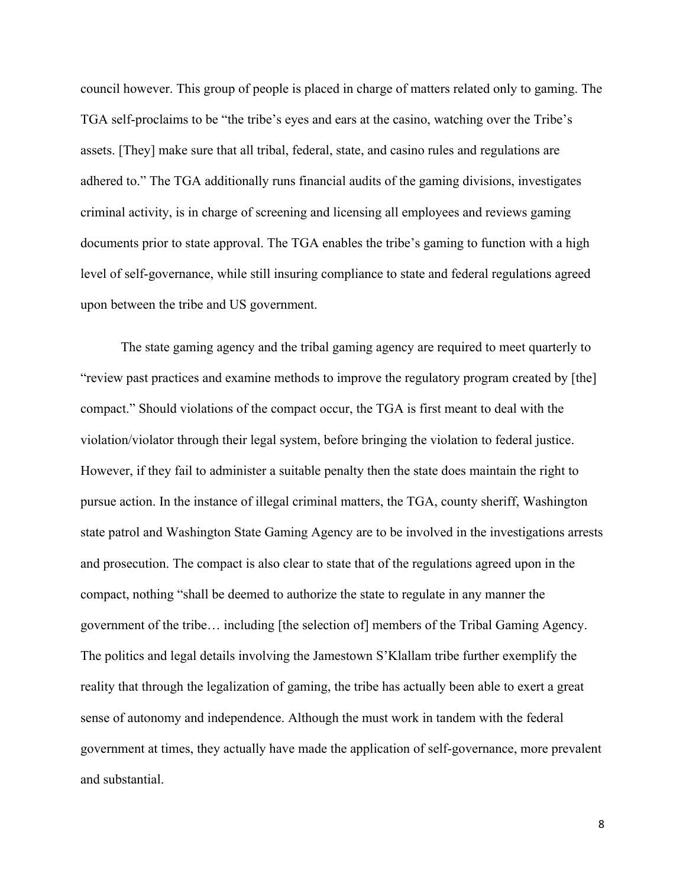council however. This group of people is placed in charge of matters related only to gaming. The TGA self-proclaims to be "the tribe's eyes and ears at the casino, watching over the Tribe's assets. [They] make sure that all tribal, federal, state, and casino rules and regulations are adhered to." The TGA additionally runs financial audits of the gaming divisions, investigates criminal activity, is in charge of screening and licensing all employees and reviews gaming documents prior to state approval. The TGA enables the tribe's gaming to function with a high level of self-governance, while still insuring compliance to state and federal regulations agreed upon between the tribe and US government.

The state gaming agency and the tribal gaming agency are required to meet quarterly to "review past practices and examine methods to improve the regulatory program created by [the] compact." Should violations of the compact occur, the TGA is first meant to deal with the violation/violator through their legal system, before bringing the violation to federal justice. However, if they fail to administer a suitable penalty then the state does maintain the right to pursue action. In the instance of illegal criminal matters, the TGA, county sheriff, Washington state patrol and Washington State Gaming Agency are to be involved in the investigations arrests and prosecution. The compact is also clear to state that of the regulations agreed upon in the compact, nothing "shall be deemed to authorize the state to regulate in any manner the government of the tribe… including [the selection of] members of the Tribal Gaming Agency. The politics and legal details involving the Jamestown S'Klallam tribe further exemplify the reality that through the legalization of gaming, the tribe has actually been able to exert a great sense of autonomy and independence. Although the must work in tandem with the federal government at times, they actually have made the application of self-governance, more prevalent and substantial.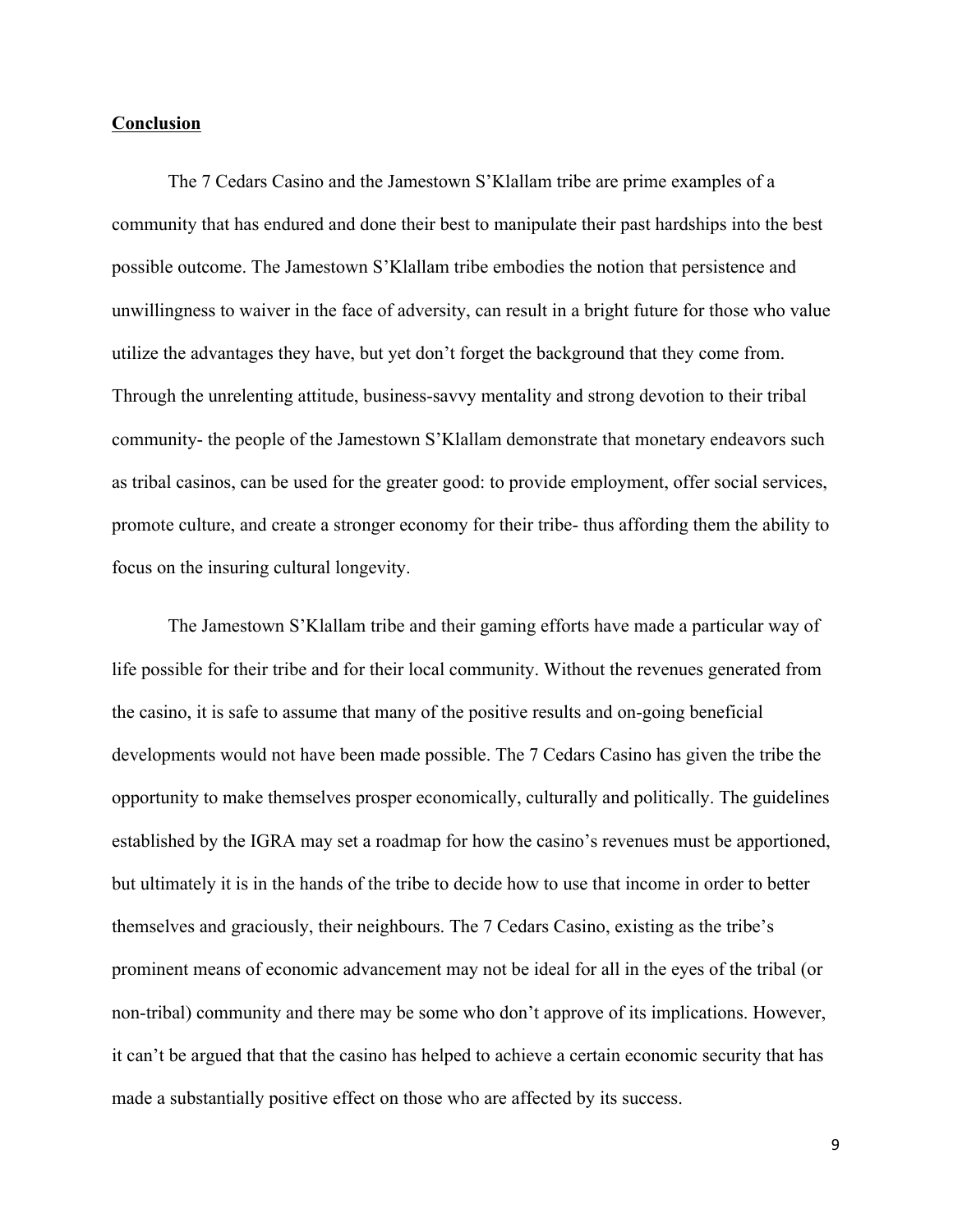**Conclusion**

The 7 Cedars Casino and the Jamestown S'Klallam tribe are prime examples of a community that has endured and done their best to manipulate their past hardships into the best possible outcome. The Jamestown S'Klallam tribe embodies the notion that persistence and unwillingness to waiver in the face of adversity, can result in a bright future for those who value utilize the advantages they have, but yet don't forget the background that they come from. Through the unrelenting attitude, business-savvy mentality and strong devotion to their tribal community- the people of the Jamestown S'Klallam demonstrate that monetary endeavors such as tribal casinos, can be used for the greater good: to provide employment, offer social services, promote culture, and create a stronger economy for their tribe- thus affording them the ability to focus on the insuring cultural longevity.

The Jamestown S'Klallam tribe and their gaming efforts have made a particular way of life possible for their tribe and for their local community. Without the revenues generated from the casino, it is safe to assume that many of the positive results and on-going beneficial developments would not have been made possible. The 7 Cedars Casino has given the tribe the opportunity to make themselves prosper economically, culturally and politically. The guidelines established by the IGRA may set a roadmap for how the casino's revenues must be apportioned, but ultimately it is in the hands of the tribe to decide how to use that income in order to better themselves and graciously, their neighbours. The 7 Cedars Casino, existing as the tribe's prominent means of economic advancement may not be ideal for all in the eyes of the tribal (or non-tribal) community and there may be some who don't approve of its implications. However, it can't be argued that that the casino has helped to achieve a certain economic security that has made a substantially positive effect on those who are affected by its success.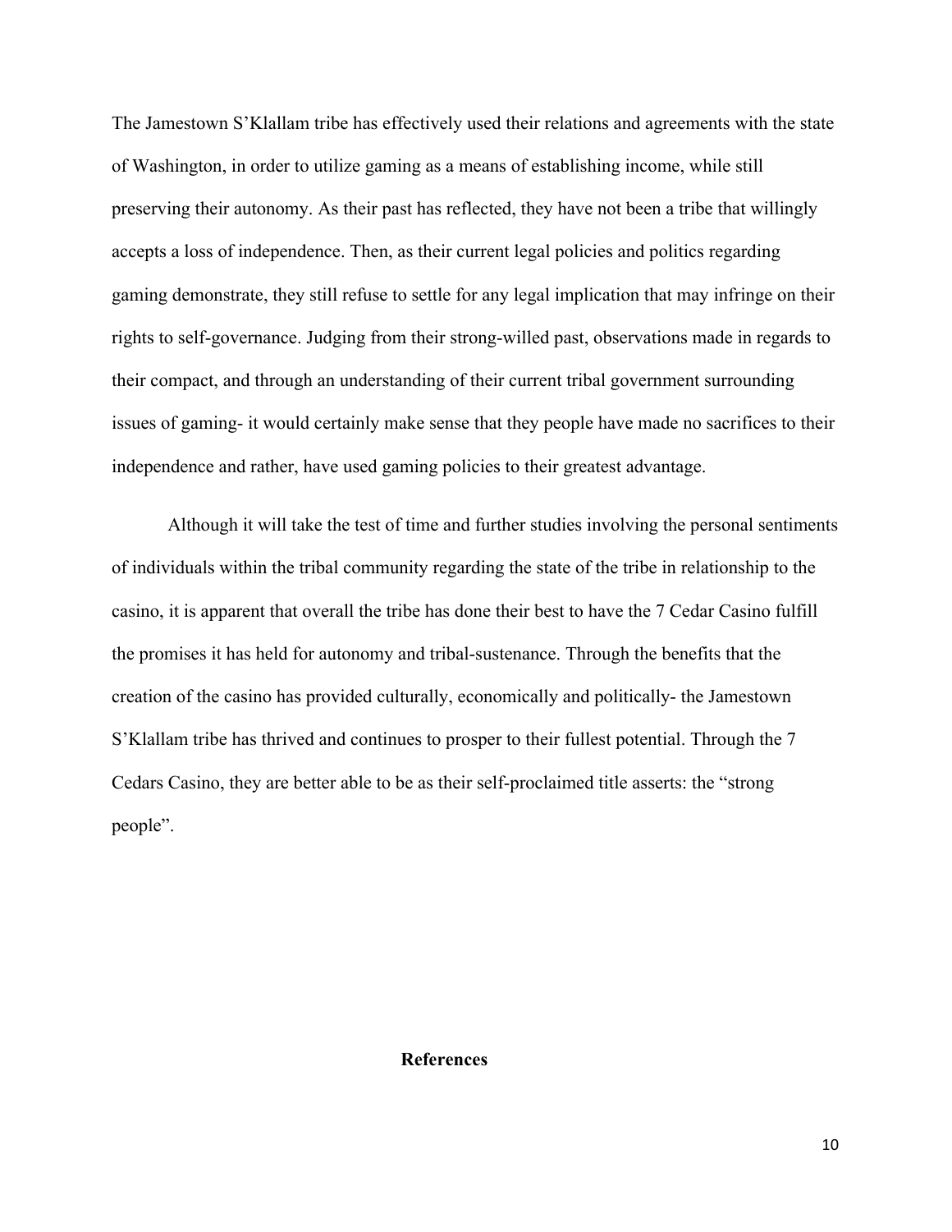The Jamestown S'Klallam tribe has effectively used their relations and agreements with the state of Washington, in order to utilize gaming as a means of establishing income, while still preserving their autonomy. As their past has reflected, they have not been a tribe that willingly accepts a loss of independence. Then, as their current legal policies and politics regarding gaming demonstrate, they still refuse to settle for any legal implication that may infringe on their rights to self-governance. Judging from their strong-willed past, observations made in regards to their compact, and through an understanding of their current tribal government surrounding issues of gaming- it would certainly make sense that they people have made no sacrifices to their independence and rather, have used gaming policies to their greatest advantage.

Although it will take the test of time and further studies involving the personal sentiments of individuals within the tribal community regarding the state of the tribe in relationship to the casino, it is apparent that overall the tribe has done their best to have the 7 Cedar Casino fulfill the promises it has held for autonomy and tribal-sustenance. Through the benefits that the creation of the casino has provided culturally, economically and politically- the Jamestown S'Klallam tribe has thrived and continues to prosper to their fullest potential. Through the 7 Cedars Casino, they are better able to be as their self-proclaimed title asserts: the "strong people".

**References**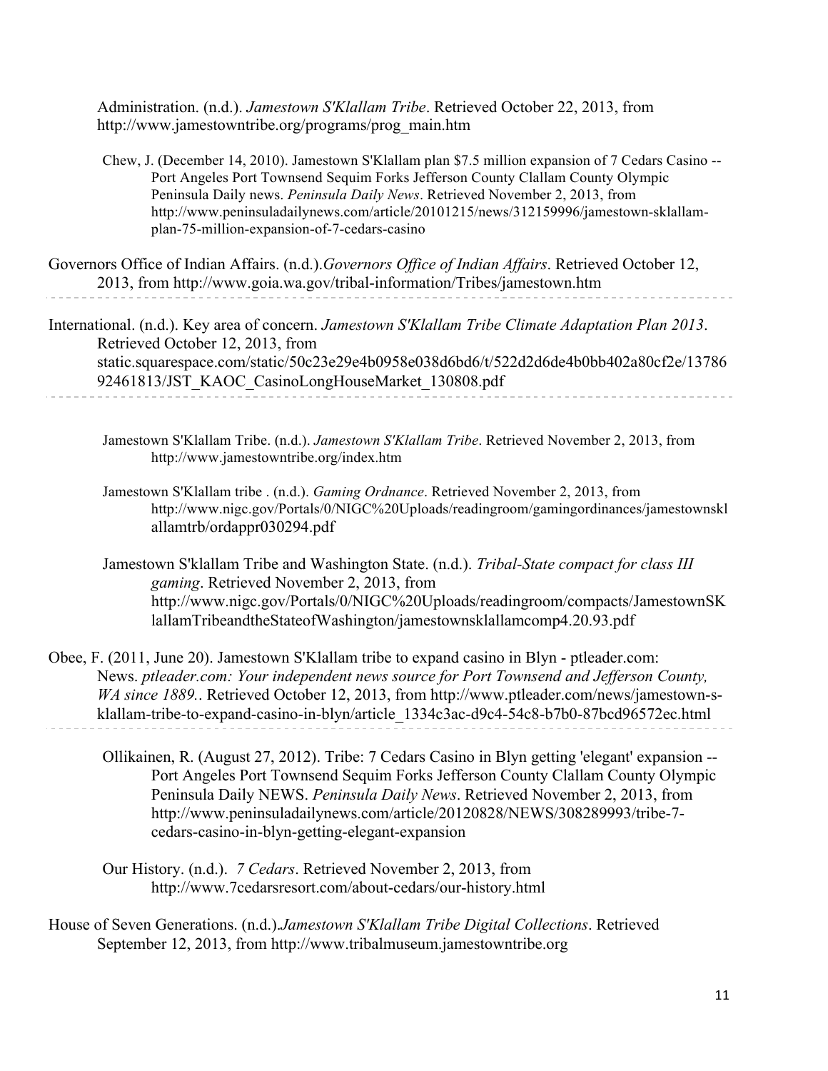Administration. (n.d.). *Jamestown S'Klallam Tribe*. Retrieved October 22, 2013, from http://www.jamestowntribe.org/programs/prog_main.htm

Chew, J. (December 14, 2010). Jamestown S'Klallam plan $7.5 million expansion of 7 Cedars Casino -- Port Angeles Port Townsend Sequim Forks Jefferson County Clallam County Olympic Peninsula Daily news. *Peninsula Daily News*. Retrieved November 2, 2013, from http://www.peninsuladailynews.com/article/20101215/news/312159996/jamestown-sklallam-plan-75-million-expansion-of-7-cedars-casino

Governors Office of Indian Affairs. (n.d.).*Governors Office of Indian Affairs*. Retrieved October 12, 2013, from http://www.goia.wa.gov/tribal-information/Tribes/jamestown.htm

International. (n.d.). Key area of concern. *Jamestown S'Klallam Tribe Climate Adaptation Plan 2013*. Retrieved October 12, 2013, from static.squarespace.com/static/50c23e29e4b0958e038d6bd6/t/522d2d6de4b0bb402a80cf2e/1378692461813/JST_KAOC_CasinoLongHouseMarket_130808.pdf

Jamestown S'Klallam Tribe. (n.d.). *Jamestown S'Klallam Tribe*. Retrieved November 2, 2013, from http://www.jamestowntribe.org/index.htm

Jamestown S'Klallam tribe . (n.d.). *Gaming Ordnance*. Retrieved November 2, 2013, from http://www.nigc.gov/Portals/0/NIGC%20Uploads/readingroom/gamingordinances/jamestownsklallamtrb/ordappr030294.pdf

Jamestown S'klallam Tribe and Washington State. (n.d.). *Tribal-State compact for class III gaming*. Retrieved November 2, 2013, from http://www.nigc.gov/Portals/0/NIGC%20Uploads/readingroom/compacts/JamestownSKlallamTribeandtheStateofWashington/jamestownsklallamcomp4.20.93.pdf

Obee, F. (2011, June 20). Jamestown S'Klallam tribe to expand casino in Blyn - ptleader.com: News. *ptleader.com: Your independent news source for Port Townsend and Jefferson County, WA since 1889.*. Retrieved October 12, 2013, from http://www.ptleader.com/news/jamestown-s-klallam-tribe-to-expand-casino-in-blyn/article_1334c3ac-d9c4-54c8-b7b0-87bcd96572ec.html

Ollikainen, R. (August 27, 2012). Tribe: 7 Cedars Casino in Blyn getting 'elegant' expansion -- Port Angeles Port Townsend Sequim Forks Jefferson County Clallam County Olympic Peninsula Daily NEWS. *Peninsula Daily News*. Retrieved November 2, 2013, from http://www.peninsuladailynews.com/article/20120828/NEWS/308289993/tribe-7-cedars-casino-in-blyn-getting-elegant-expansion

Our History. (n.d.). *7 Cedars*. Retrieved November 2, 2013, from http://www.7cedarsresort.com/about-cedars/our-history.html

House of Seven Generations. (n.d.).*Jamestown S'Klallam Tribe Digital Collections*. Retrieved September 12, 2013, from http://www.tribalmuseum.jamestowntribe.org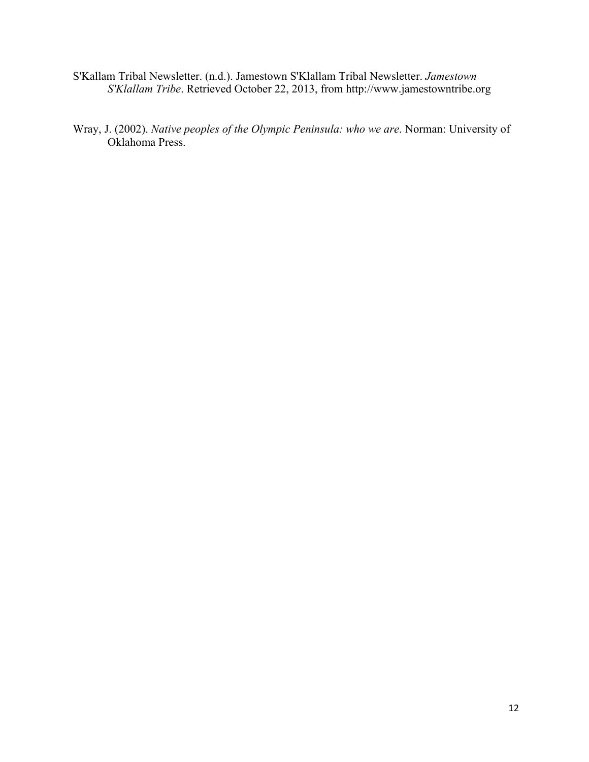S'Kallam Tribal Newsletter. (n.d.). Jamestown S'Klallam Tribal Newsletter. *Jamestown S'Klallam Tribe*. Retrieved October 22, 2013, from http://www.jamestowntribe.org

Wray, J. (2002). *Native peoples of the Olympic Peninsula: who we are*. Norman: University of Oklahoma Press.